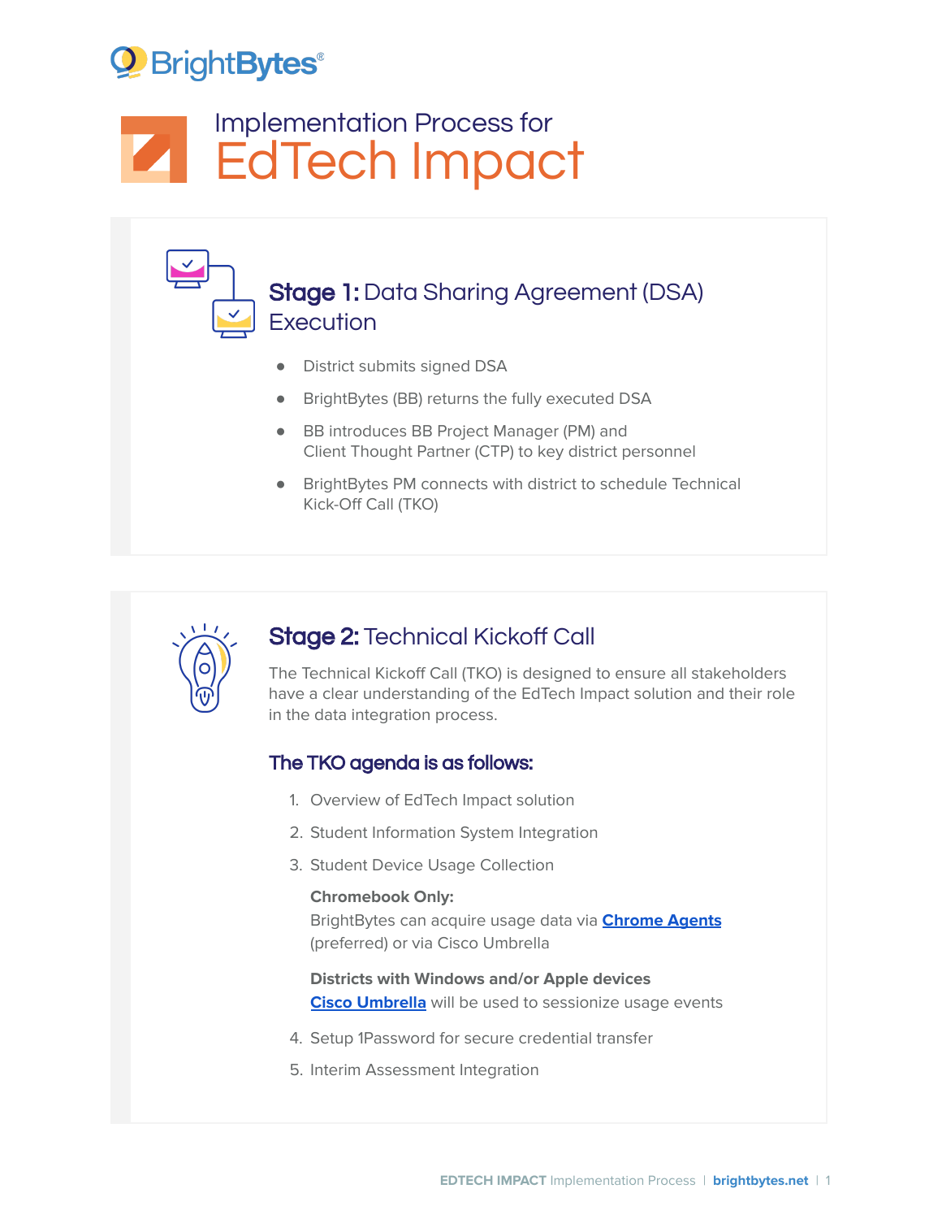BrightBytes®

# Implementation Process for EdTech Impact

## Stage 1: Data Sharing Agreement (DSA) Execution

- District submits signed DSA
- BrightBytes (BB) returns the fully executed DSA
- BB introduces BB Project Manager (PM) and Client Thought Partner (CTP) to key district personnel
- BrightBytes PM connects with district to schedule Technical Kick-Off Call (TKO)

## Stage 2: Technical Kickoff Call

The Technical Kickoff Call (TKO) is designed to ensure all stakeholders have a clear understanding of the EdTech Impact solution and their role in the data integration process.

### The TKO agenda is as follows:

1. Overview of EdTech Impact solution
2. Student Information System Integration
3. Student Device Usage Collection

   **Chromebook Only:**
   BrightBytes can acquire usage data via **Chrome Agents** (preferred) or via Cisco Umbrella

   **Districts with Windows and/or Apple devices**
   **Cisco Umbrella** will be used to sessionize usage events

4. Setup 1Password for secure credential transfer
5. Interim Assessment Integration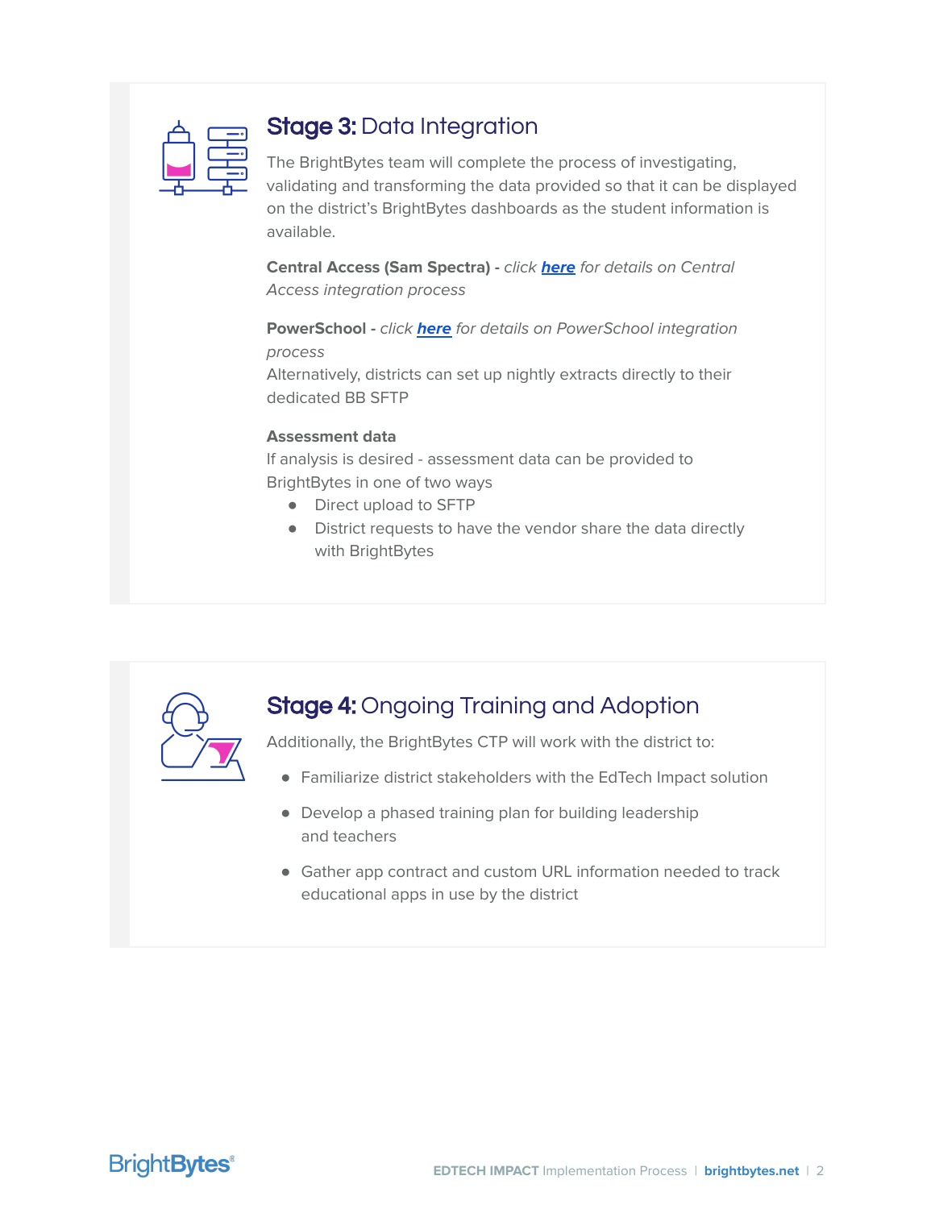## **Stage 3:** Data Integration

The BrightBytes team will complete the process of investigating, validating and transforming the data provided so that it can be displayed on the district's BrightBytes dashboards as the student information is available.

**Central Access (Sam Spectra) -** *click* ***here*** *for details on Central Access integration process*

**PowerSchool -** *click* ***here*** *for details on PowerSchool integration process*
Alternatively, districts can set up nightly extracts directly to their dedicated BB SFTP

**Assessment data**
If analysis is desired - assessment data can be provided to BrightBytes in one of two ways

- Direct upload to SFTP
- District requests to have the vendor share the data directly with BrightBytes

## **Stage 4:** Ongoing Training and Adoption

Additionally, the BrightBytes CTP will work with the district to:

- Familiarize district stakeholders with the EdTech Impact solution
- Develop a phased training plan for building leadership and teachers
- Gather app contract and custom URL information needed to track educational apps in use by the district